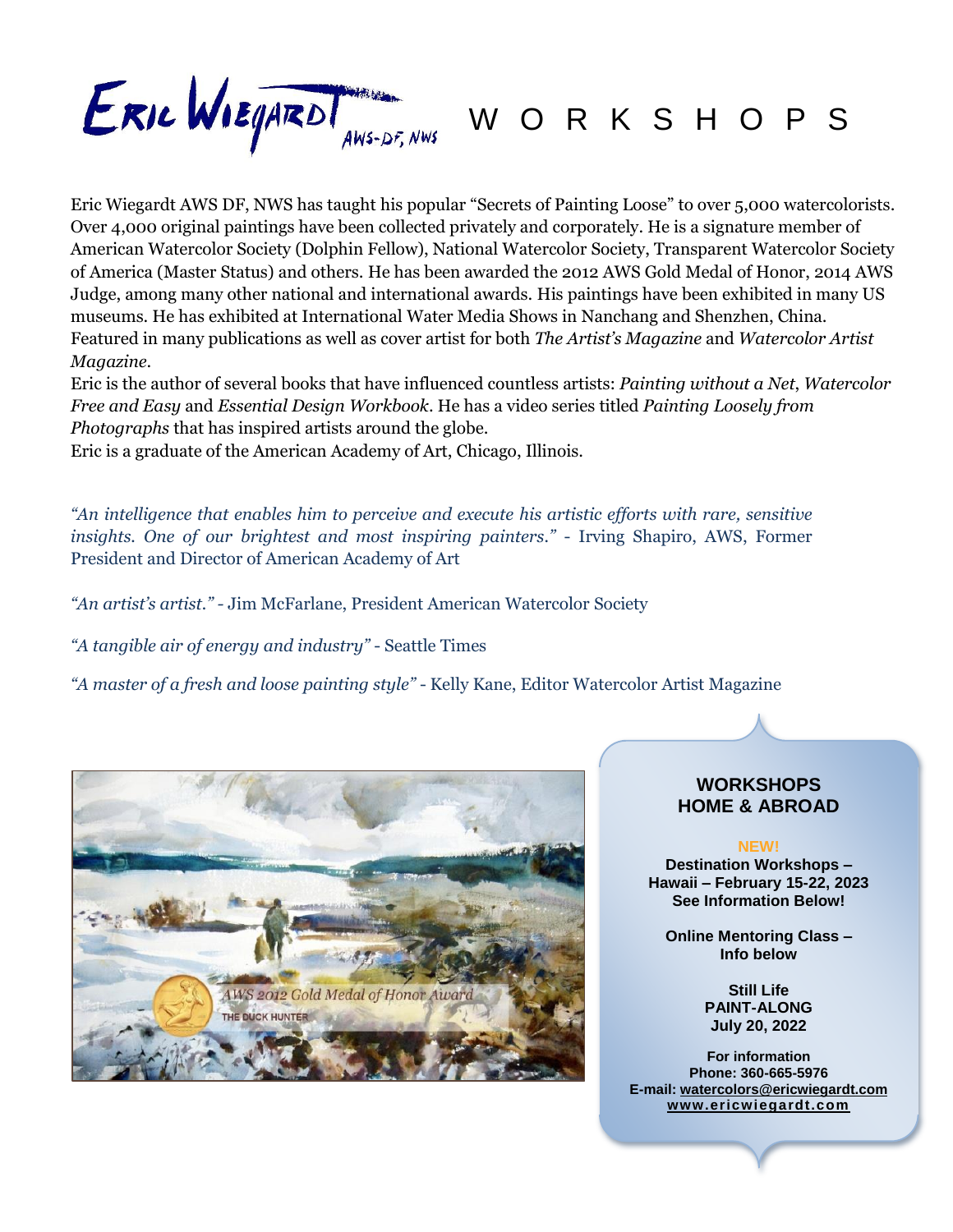# Eric Wiegardt AWS-DF, NWS WORKSHOPS

Eric Wiegardt AWS DF, NWS has taught his popular "Secrets of Painting Loose" to over 5,000 watercolorists. Over 4,000 original paintings have been collected privately and corporately. He is a signature member of American Watercolor Society (Dolphin Fellow), National Watercolor Society, Transparent Watercolor Society of America (Master Status) and others. He has been awarded the 2012 AWS Gold Medal of Honor, 2014 AWS Judge, among many other national and international awards. His paintings have been exhibited in many US museums. He has exhibited at International Water Media Shows in Nanchang and Shenzhen, China. Featured in many publications as well as cover artist for both *The Artist's Magazine* and *Watercolor Artist Magazine*.

Eric is the author of several books that have influenced countless artists: *Painting without a Net*, *Watercolor Free and Easy* and *Essential Design Workbook*. He has a video series titled *Painting Loosely from Photographs* that has inspired artists around the globe.

Eric is a graduate of the American Academy of Art, Chicago, Illinois.

*"An intelligence that enables him to perceive and execute his artistic efforts with rare, sensitive insights. One of our brightest and most inspiring painters."* - Irving Shapiro, AWS, Former President and Director of American Academy of Art

*"An artist's artist."* - Jim McFarlane, President American Watercolor Society

*"A tangible air of energy and industry"* - Seattle Times

*"A master of a fresh and loose painting style"* - Kelly Kane, Editor Watercolor Artist Magazine

AWS 2012 Gold Medal of Honor Award
THE DUCK HUNTER

## WORKSHOPS HOME & ABROAD

**NEW!**

**Destination Workshops – Hawaii – February 15-22, 2023**
**See Information Below!**

**Online Mentoring Class – Info below**

**Still Life PAINT-ALONG July 20, 2022**

**For information**
**Phone: 360-665-5976**
**E-mail: watercolors@ericwiegardt.com**
**www.ericwiegardt.com**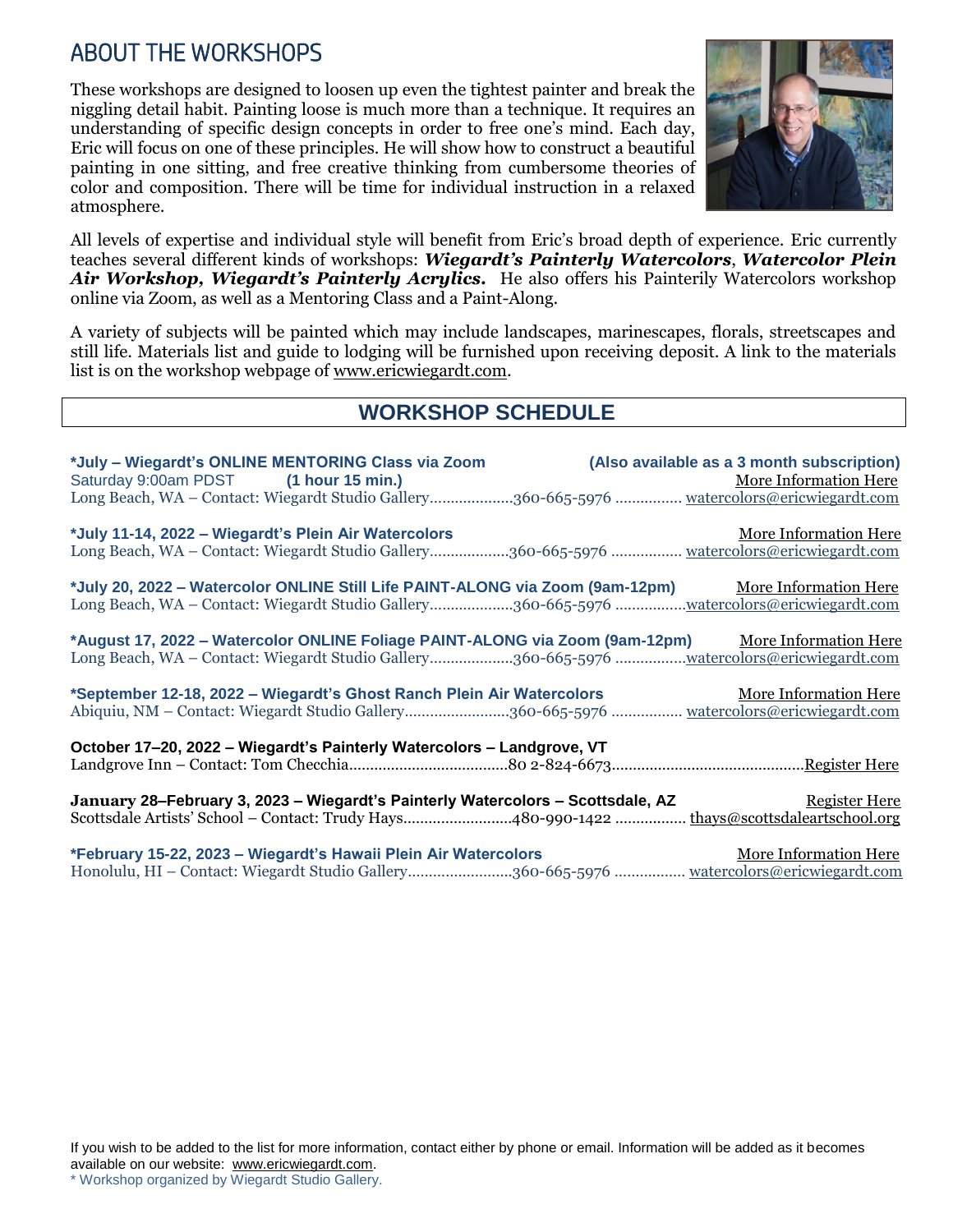## ABOUT THE WORKSHOPS

These workshops are designed to loosen up even the tightest painter and break the niggling detail habit. Painting loose is much more than a technique. It requires an understanding of specific design concepts in order to free one's mind. Each day, Eric will focus on one of these principles. He will show how to construct a beautiful painting in one sitting, and free creative thinking from cumbersome theories of color and composition. There will be time for individual instruction in a relaxed atmosphere.

All levels of expertise and individual style will benefit from Eric's broad depth of experience. Eric currently teaches several different kinds of workshops: ***Wiegardt's Painterly Watercolors***, ***Watercolor Plein Air Workshop***, ***Wiegardt's Painterly Acrylics.*** He also offers his Painterily Watercolors workshop online via Zoom, as well as a Mentoring Class and a Paint-Along.

A variety of subjects will be painted which may include landscapes, marinescapes, florals, streetscapes and still life. Materials list and guide to lodging will be furnished upon receiving deposit. A link to the materials list is on the workshop webpage of www.ericwiegardt.com.

## WORKSHOP SCHEDULE

**\*July – Wiegardt's ONLINE MENTORING Class via Zoom** **(Also available as a 3 month subscription)**
Saturday 9:00am PDST **(1 hour 15 min.)** More Information Here
Long Beach, WA – Contact: Wiegardt Studio Gallery....................360-665-5976 ................ watercolors@ericwiegardt.com

**\*July 11-14, 2022 – Wiegardt's Plein Air Watercolors** More Information Here
Long Beach, WA – Contact: Wiegardt Studio Gallery...................360-665-5976 ................ watercolors@ericwiegardt.com

**\*July 20, 2022 – Watercolor ONLINE Still Life PAINT-ALONG via Zoom (9am-12pm)** More Information Here
Long Beach, WA – Contact: Wiegardt Studio Gallery....................360-665-5976 .................watercolors@ericwiegardt.com

**\*August 17, 2022 – Watercolor ONLINE Foliage PAINT-ALONG via Zoom (9am-12pm)** More Information Here
Long Beach, WA – Contact: Wiegardt Studio Gallery....................360-665-5976 .................watercolors@ericwiegardt.com

**\*September 12-18, 2022 – Wiegardt's Ghost Ranch Plein Air Watercolors** More Information Here
Abiquiu, NM – Contact: Wiegardt Studio Gallery.........................360-665-5976 ................ watercolors@ericwiegardt.com

**October 17–20, 2022 – Wiegardt's Painterly Watercolors – Landgrove, VT**
Landgrove Inn – Contact: Tom Checchia......................................80 2-824-6673.............................................Register Here

**January 28–February 3, 2023 – Wiegardt's Painterly Watercolors – Scottsdale, AZ** Register Here
Scottsdale Artists' School – Contact: Trudy Hays..........................480-990-1422 ................. thays@scottsdaleartschool.org

**\*February 15-22, 2023 – Wiegardt's Hawaii Plein Air Watercolors** More Information Here
Honolulu, HI – Contact: Wiegardt Studio Gallery.........................360-665-5976 ................ watercolors@ericwiegardt.com

If you wish to be added to the list for more information, contact either by phone or email. Information will be added as it becomes available on our website: www.ericwiegardt.com.
\* Workshop organized by Wiegardt Studio Gallery.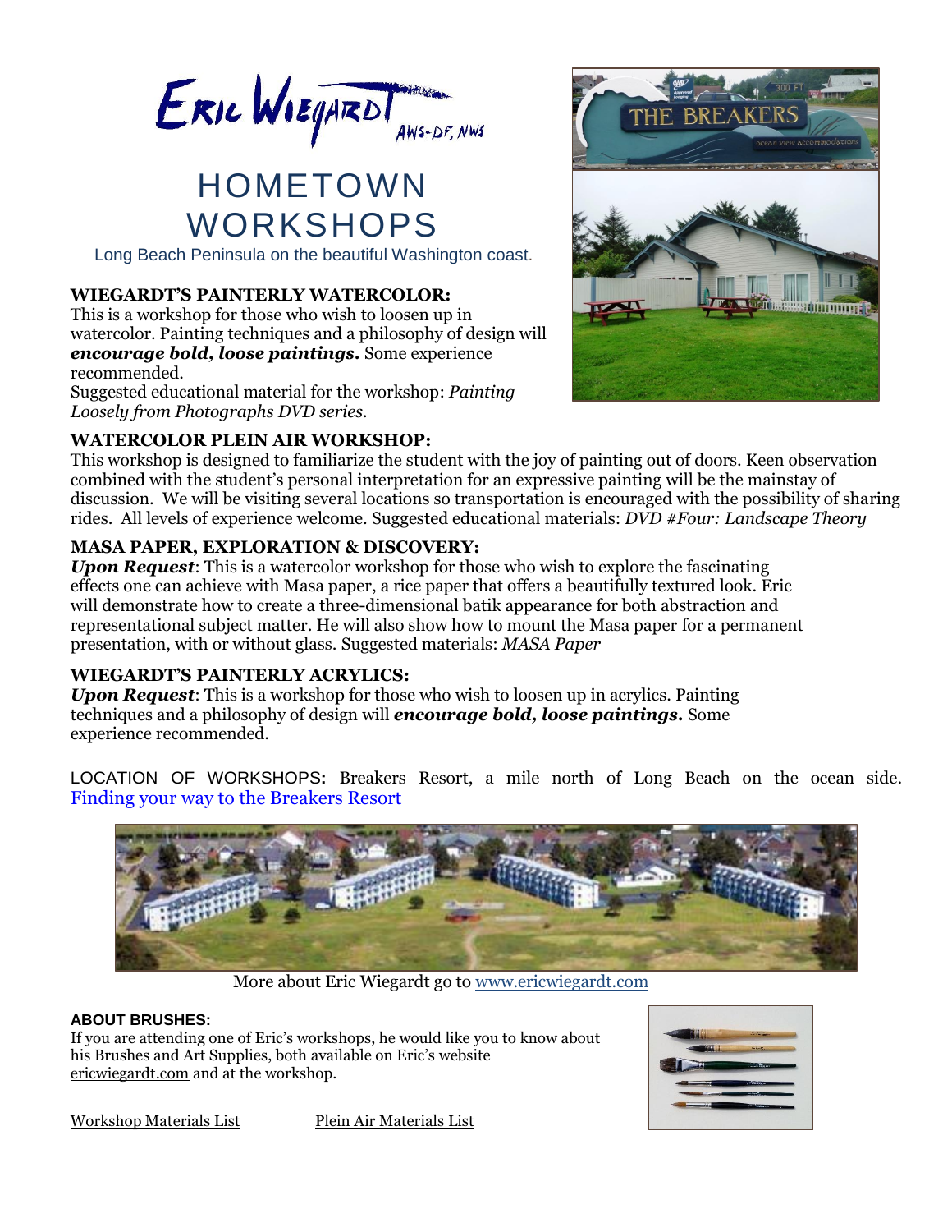Eric Wiegardt AWS-DF, NWS

# HOMETOWN WORKSHOPS

Long Beach Peninsula on the beautiful Washington coast.

**WIEGARDT'S PAINTERLY WATERCOLOR:**
This is a workshop for those who wish to loosen up in watercolor. Painting techniques and a philosophy of design will ***encourage bold, loose paintings.*** Some experience recommended.
Suggested educational material for the workshop: *Painting Loosely from Photographs DVD series.*

**WATERCOLOR PLEIN AIR WORKSHOP:**
This workshop is designed to familiarize the student with the joy of painting out of doors. Keen observation combined with the student's personal interpretation for an expressive painting will be the mainstay of discussion. We will be visiting several locations so transportation is encouraged with the possibility of sharing rides. All levels of experience welcome. Suggested educational materials: *DVD #Four: Landscape Theory*

**MASA PAPER, EXPLORATION & DISCOVERY:**
***Upon Request***: This is a watercolor workshop for those who wish to explore the fascinating effects one can achieve with Masa paper, a rice paper that offers a beautifully textured look. Eric will demonstrate how to create a three-dimensional batik appearance for both abstraction and representational subject matter. He will also show how to mount the Masa paper for a permanent presentation, with or without glass. Suggested materials: *MASA Paper*

**WIEGARDT'S PAINTERLY ACRYLICS:**
***Upon Request***: This is a workshop for those who wish to loosen up in acrylics. Painting techniques and a philosophy of design will ***encourage bold, loose paintings.*** Some experience recommended.

LOCATION OF WORKSHOPS**:** Breakers Resort, a mile north of Long Beach on the ocean side. Finding your way to the Breakers Resort

More about Eric Wiegardt go to www.ericwiegardt.com

**ABOUT BRUSHES:**
If you are attending one of Eric's workshops, he would like you to know about his Brushes and Art Supplies, both available on Eric's website ericwiegardt.com and at the workshop.

Workshop Materials List    Plein Air Materials List